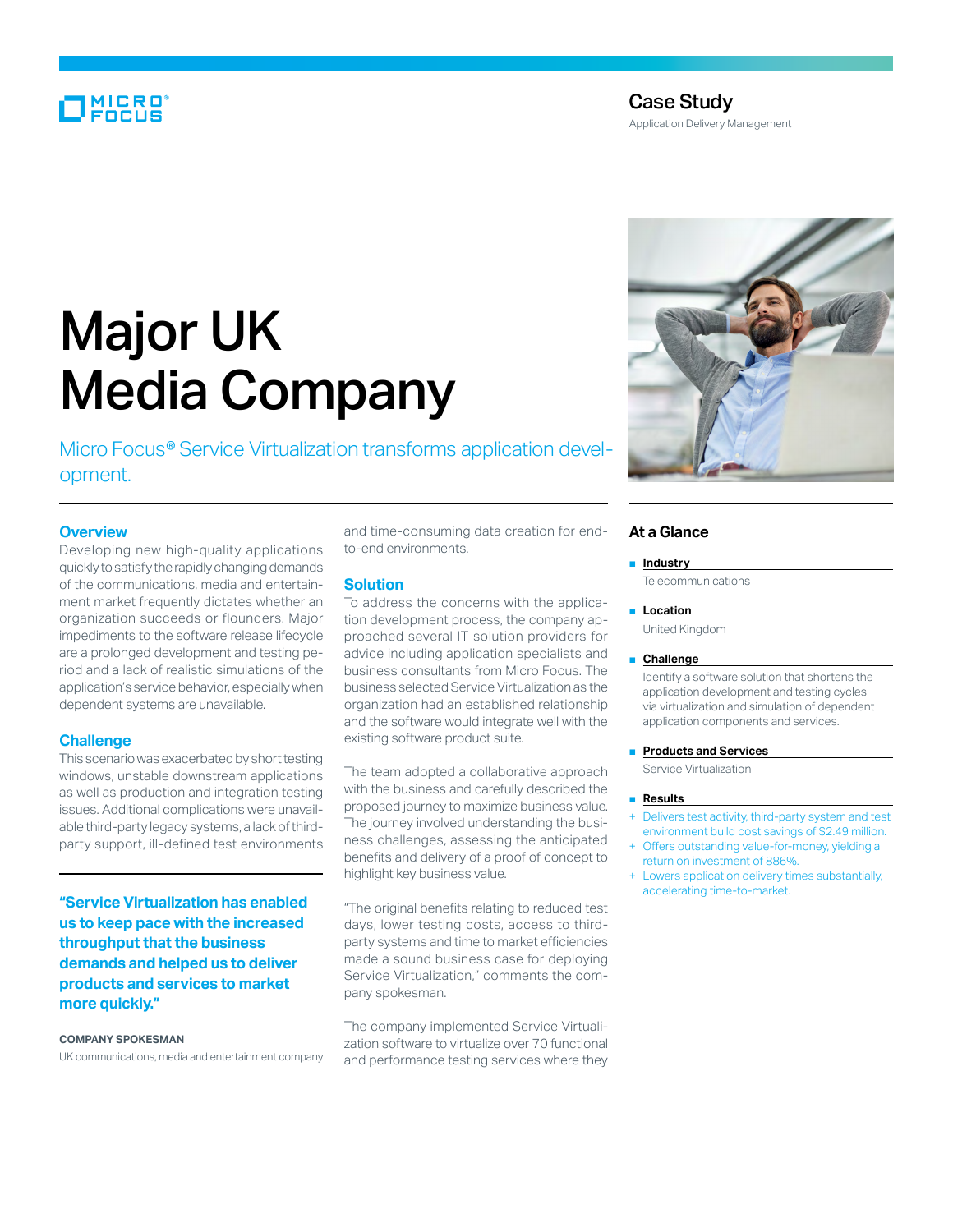Case Study

Application Delivery Management

# Major UK Media Company

Micro Focus® Service Virtualization transforms application development.

## Overview

Developing new high-quality applications quickly to satisfy the rapidly changing demands of the communications, media and entertainment market frequently dictates whether an organization succeeds or flounders. Major impediments to the software release lifecycle are a prolonged development and testing period and a lack of realistic simulations of the application's service behavior, especially when dependent systems are unavailable.

## Challenge

This scenario was exacerbated by short testing windows, unstable downstream applications as well as production and integration testing issues. Additional complications were unavailable third-party legacy systems, a lack of third-party support, ill-defined test environments and time-consuming data creation for end-to-end environments.

> **"Service Virtualization has enabled us to keep pace with the increased throughput that the business demands and helped us to deliver products and services to market more quickly."**
>
> **COMPANY SPOKESMAN**
> UK communications, media and entertainment company

## Solution

To address the concerns with the application development process, the company approached several IT solution providers for advice including application specialists and business consultants from Micro Focus. The business selected Service Virtualization as the organization had an established relationship and the software would integrate well with the existing software product suite.

The team adopted a collaborative approach with the business and carefully described the proposed journey to maximize business value. The journey involved understanding the business challenges, assessing the anticipated benefits and delivery of a proof of concept to highlight key business value.

"The original benefits relating to reduced test days, lower testing costs, access to third-party systems and time to market efficiencies made a sound business case for deploying Service Virtualization," comments the company spokesman.

The company implemented Service Virtualization software to virtualize over 70 functional and performance testing services where they

## At a Glance

- **Industry**
  Telecommunications
- **Location**
  United Kingdom
- **Challenge**
  Identify a software solution that shortens the application development and testing cycles via virtualization and simulation of dependent application components and services.
- **Products and Services**
  Service Virtualization
- **Results**
  - + Delivers test activity, third-party system and test environment build cost savings of $2.49 million.
  - + Offers outstanding value-for-money, yielding a return on investment of 886%.
  - + Lowers application delivery times substantially, accelerating time-to-market.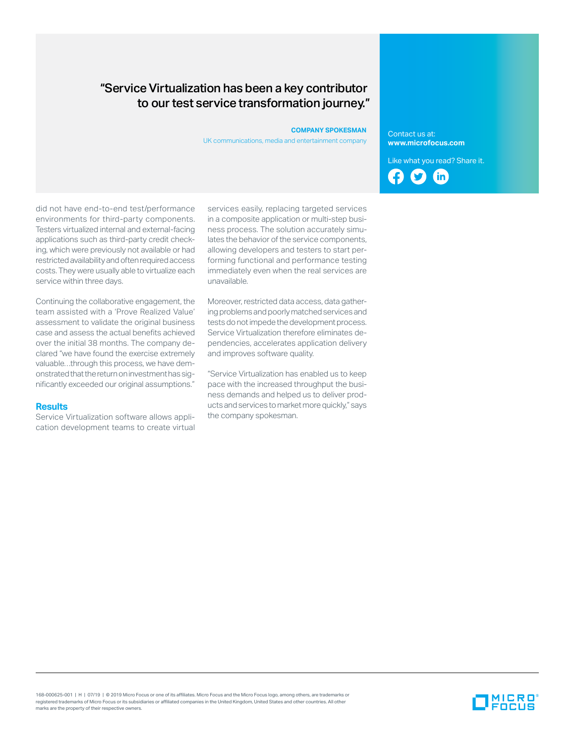> "Service Virtualization has been a key contributor to our test service transformation journey."
>
> **COMPANY SPOKESMAN**
> UK communications, media and entertainment company

Contact us at:
**www.microfocus.com**

Like what you read? Share it.

did not have end-to-end test/performance environments for third-party components. Testers virtualized internal and external-facing applications such as third-party credit checking, which were previously not available or had restricted availability and often required access costs. They were usually able to virtualize each service within three days.

Continuing the collaborative engagement, the team assisted with a 'Prove Realized Value' assessment to validate the original business case and assess the actual benefits achieved over the initial 38 months. The company declared "we have found the exercise extremely valuable…through this process, we have demonstrated that the return on investment has significantly exceeded our original assumptions."

## Results

Service Virtualization software allows application development teams to create virtual services easily, replacing targeted services in a composite application or multi-step business process. The solution accurately simulates the behavior of the service components, allowing developers and testers to start performing functional and performance testing immediately even when the real services are unavailable.

Moreover, restricted data access, data gathering problems and poorly matched services and tests do not impede the development process. Service Virtualization therefore eliminates dependencies, accelerates application delivery and improves software quality.

"Service Virtualization has enabled us to keep pace with the increased throughput the business demands and helped us to deliver products and services to market more quickly," says the company spokesman.

168-000625-001 | H | 07/19 | © 2019 Micro Focus or one of its affiliates. Micro Focus and the Micro Focus logo, among others, are trademarks or registered trademarks of Micro Focus or its subsidiaries or affiliated companies in the United Kingdom, United States and other countries. All other marks are the property of their respective owners.